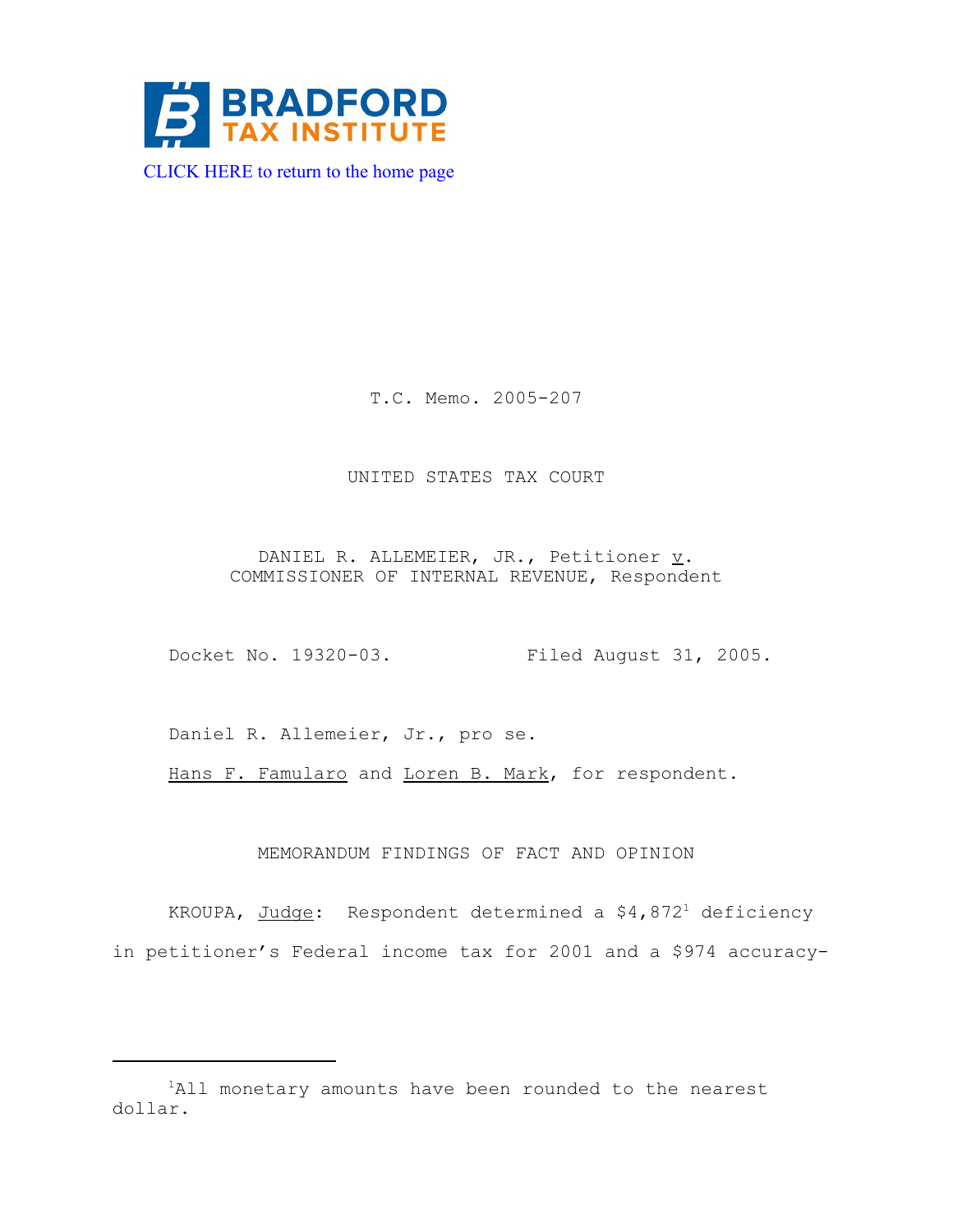BRADFORD TAX INSTITUTE

CLICK HERE to return to the home page

T.C. Memo. 2005-207

UNITED STATES TAX COURT

DANIEL R. ALLEMEIER, JR., Petitioner *v.* COMMISSIONER OF INTERNAL REVENUE, Respondent

Docket No. 19320-03. Filed August 31, 2005.

Daniel R. Allemeier, Jr., pro se.

Hans F. Famularo and Loren B. Mark, for respondent.

MEMORANDUM FINDINGS OF FACT AND OPINION

KROUPA, *Judge*: Respondent determined a $4,872[1] deficiency in petitioner's Federal income tax for 2001 and a $974 accuracy-

[1] All monetary amounts have been rounded to the nearest dollar.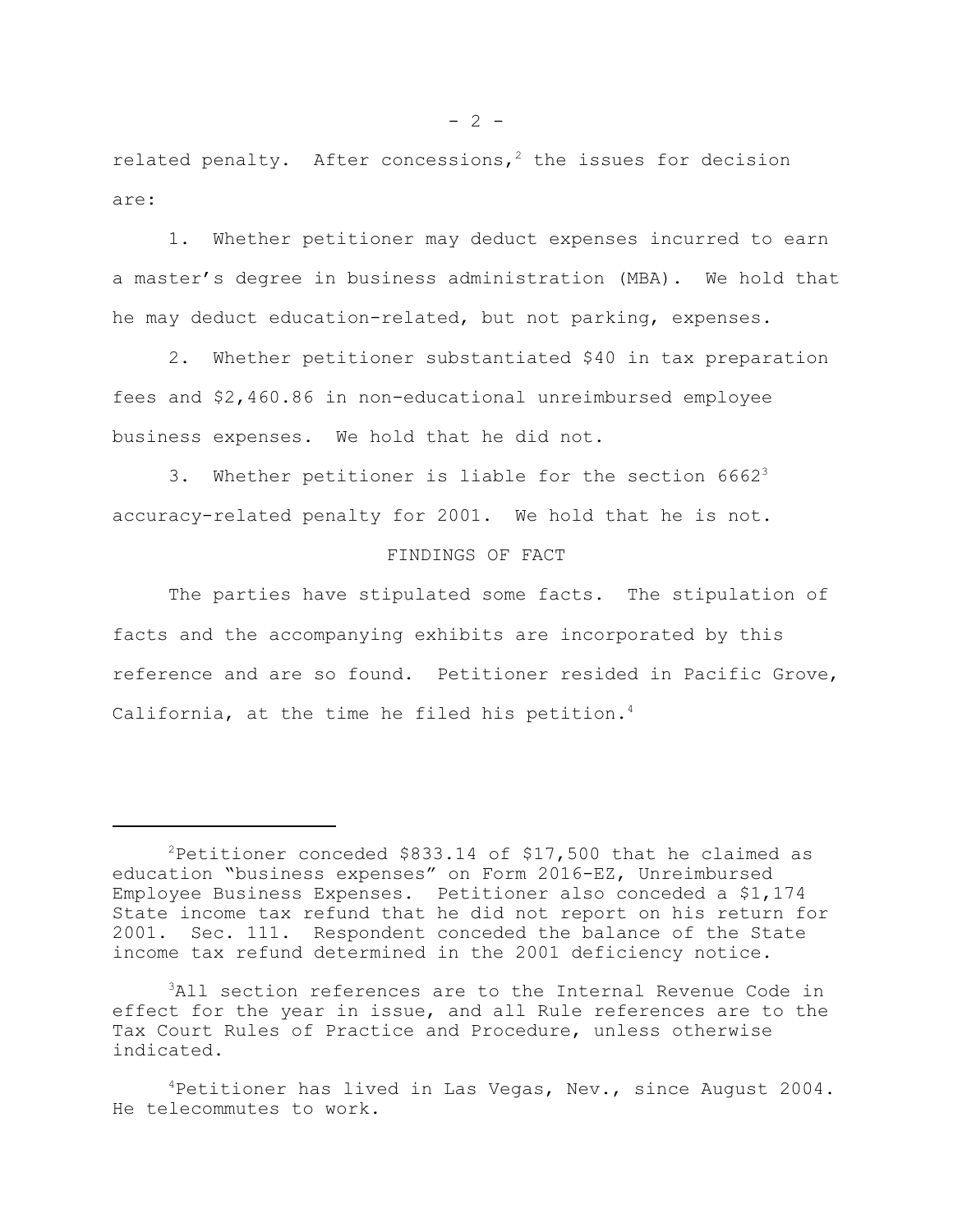related penalty. After concessions,[2] the issues for decision are:

1. Whether petitioner may deduct expenses incurred to earn a master's degree in business administration (MBA). We hold that he may deduct education-related, but not parking, expenses.

2. Whether petitioner substantiated $40 in tax preparation fees and $2,460.86 in non-educational unreimbursed employee business expenses. We hold that he did not.

3. Whether petitioner is liable for the section 6662[3] accuracy-related penalty for 2001. We hold that he is not.

## FINDINGS OF FACT

The parties have stipulated some facts. The stipulation of facts and the accompanying exhibits are incorporated by this reference and are so found. Petitioner resided in Pacific Grove, California, at the time he filed his petition.[4]

---

[2]Petitioner conceded $833.14 of $17,500 that he claimed as education "business expenses" on Form 2016-EZ, Unreimbursed Employee Business Expenses. Petitioner also conceded a $1,174 State income tax refund that he did not report on his return for 2001. Sec. 111. Respondent conceded the balance of the State income tax refund determined in the 2001 deficiency notice.

[3]All section references are to the Internal Revenue Code in effect for the year in issue, and all Rule references are to the Tax Court Rules of Practice and Procedure, unless otherwise indicated.

[4]Petitioner has lived in Las Vegas, Nev., since August 2004. He telecommutes to work.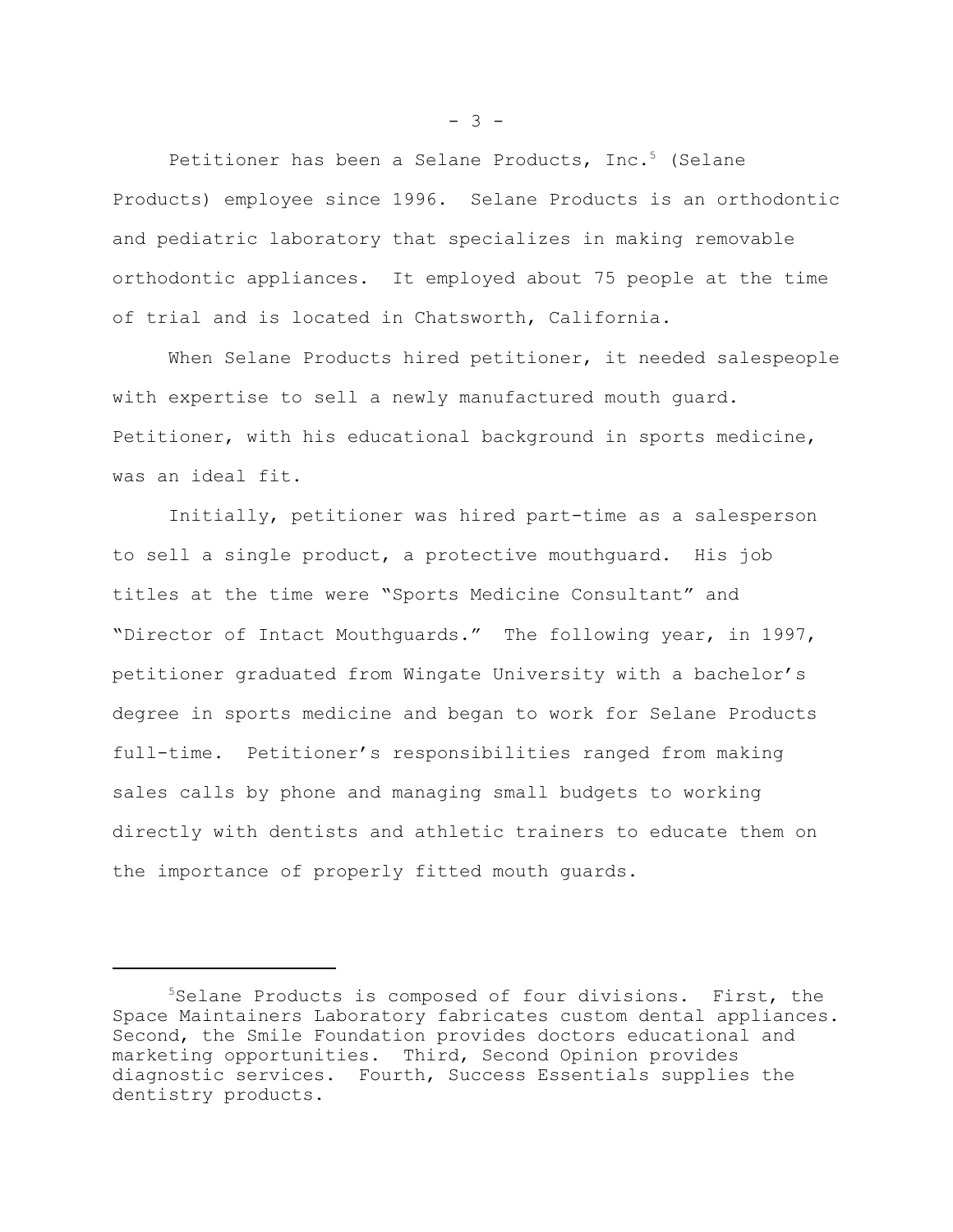Petitioner has been a Selane Products, Inc.[5] (Selane Products) employee since 1996. Selane Products is an orthodontic and pediatric laboratory that specializes in making removable orthodontic appliances. It employed about 75 people at the time of trial and is located in Chatsworth, California.

When Selane Products hired petitioner, it needed salespeople with expertise to sell a newly manufactured mouth guard. Petitioner, with his educational background in sports medicine, was an ideal fit.

Initially, petitioner was hired part-time as a salesperson to sell a single product, a protective mouthguard. His job titles at the time were "Sports Medicine Consultant" and "Director of Intact Mouthguards." The following year, in 1997, petitioner graduated from Wingate University with a bachelor's degree in sports medicine and began to work for Selane Products full-time. Petitioner's responsibilities ranged from making sales calls by phone and managing small budgets to working directly with dentists and athletic trainers to educate them on the importance of properly fitted mouth guards.

---

[5]Selane Products is composed of four divisions. First, the Space Maintainers Laboratory fabricates custom dental appliances. Second, the Smile Foundation provides doctors educational and marketing opportunities. Third, Second Opinion provides diagnostic services. Fourth, Success Essentials supplies the dentistry products.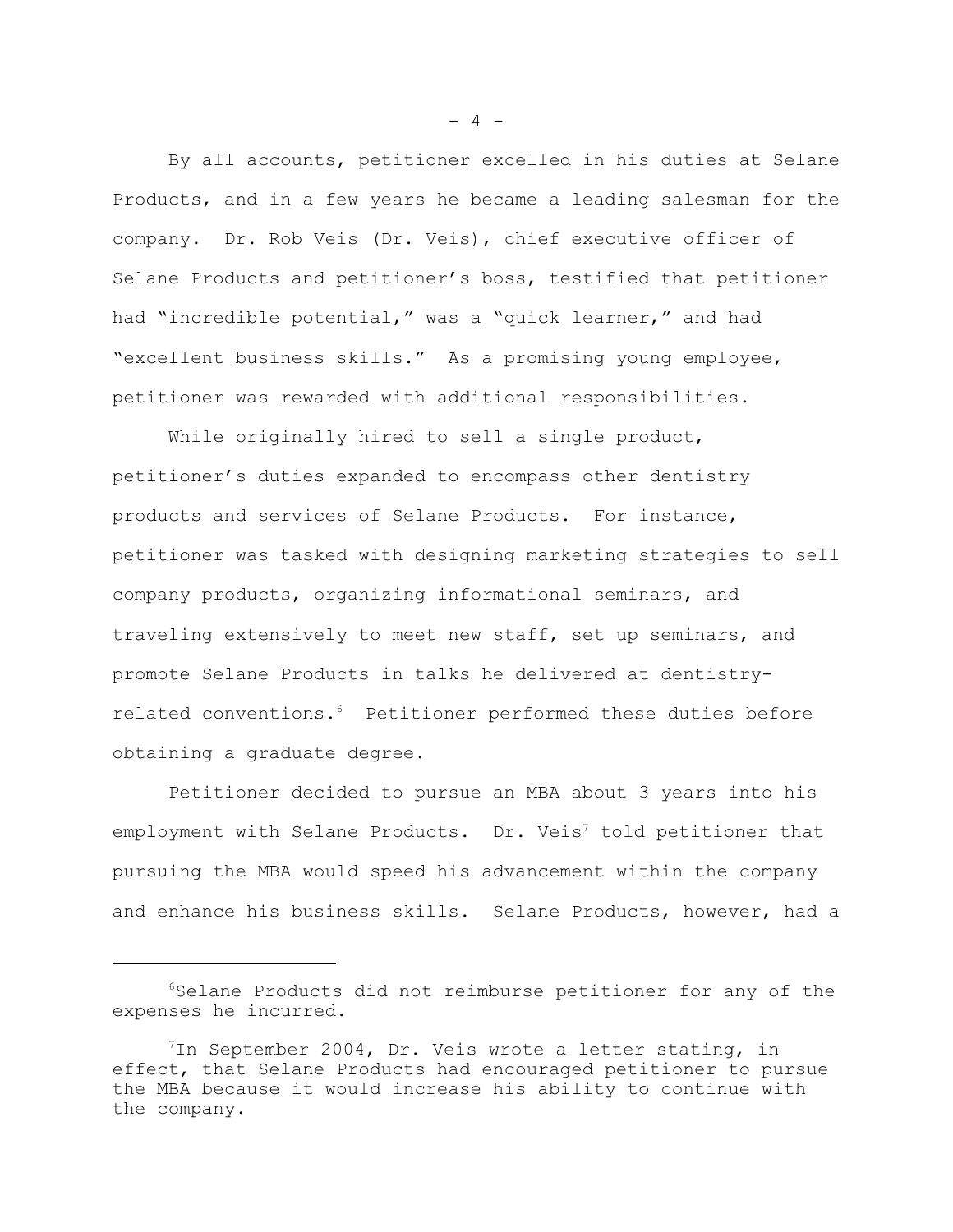By all accounts, petitioner excelled in his duties at Selane Products, and in a few years he became a leading salesman for the company. Dr. Rob Veis (Dr. Veis), chief executive officer of Selane Products and petitioner's boss, testified that petitioner had "incredible potential," was a "quick learner," and had "excellent business skills." As a promising young employee, petitioner was rewarded with additional responsibilities.

While originally hired to sell a single product, petitioner's duties expanded to encompass other dentistry products and services of Selane Products. For instance, petitioner was tasked with designing marketing strategies to sell company products, organizing informational seminars, and traveling extensively to meet new staff, set up seminars, and promote Selane Products in talks he delivered at dentistry-related conventions.[6] Petitioner performed these duties before obtaining a graduate degree.

Petitioner decided to pursue an MBA about 3 years into his employment with Selane Products. Dr. Veis[7] told petitioner that pursuing the MBA would speed his advancement within the company and enhance his business skills. Selane Products, however, had a

---

[6]Selane Products did not reimburse petitioner for any of the expenses he incurred.

[7]In September 2004, Dr. Veis wrote a letter stating, in effect, that Selane Products had encouraged petitioner to pursue the MBA because it would increase his ability to continue with the company.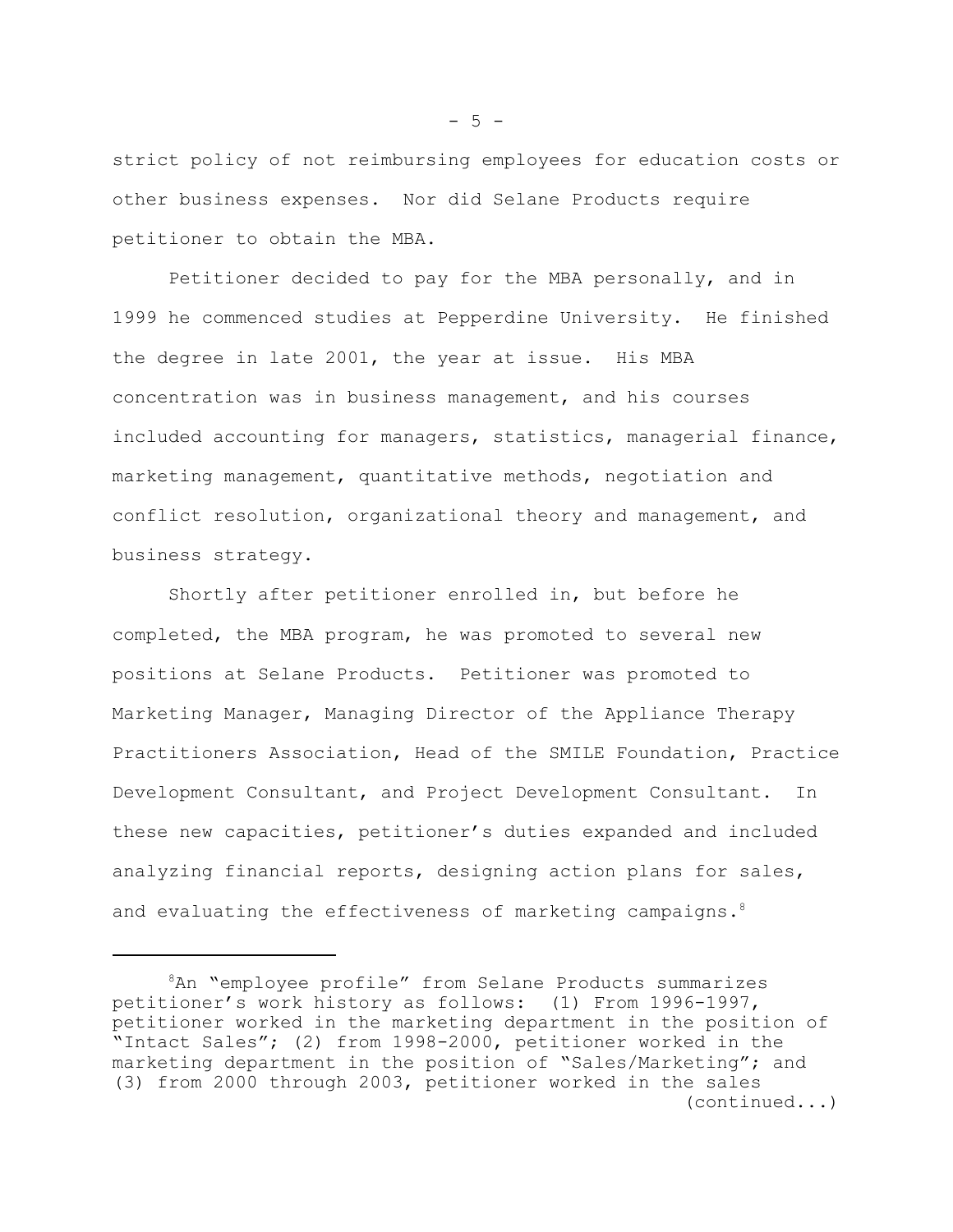strict policy of not reimbursing employees for education costs or other business expenses. Nor did Selane Products require petitioner to obtain the MBA.

Petitioner decided to pay for the MBA personally, and in 1999 he commenced studies at Pepperdine University. He finished the degree in late 2001, the year at issue. His MBA concentration was in business management, and his courses included accounting for managers, statistics, managerial finance, marketing management, quantitative methods, negotiation and conflict resolution, organizational theory and management, and business strategy.

Shortly after petitioner enrolled in, but before he completed, the MBA program, he was promoted to several new positions at Selane Products. Petitioner was promoted to Marketing Manager, Managing Director of the Appliance Therapy Practitioners Association, Head of the SMILE Foundation, Practice Development Consultant, and Project Development Consultant. In these new capacities, petitioner's duties expanded and included analyzing financial reports, designing action plans for sales, and evaluating the effectiveness of marketing campaigns.[8]

---

[8]An "employee profile" from Selane Products summarizes petitioner's work history as follows: (1) From 1996-1997, petitioner worked in the marketing department in the position of "Intact Sales"; (2) from 1998-2000, petitioner worked in the marketing department in the position of "Sales/Marketing"; and (3) from 2000 through 2003, petitioner worked in the sales (continued...)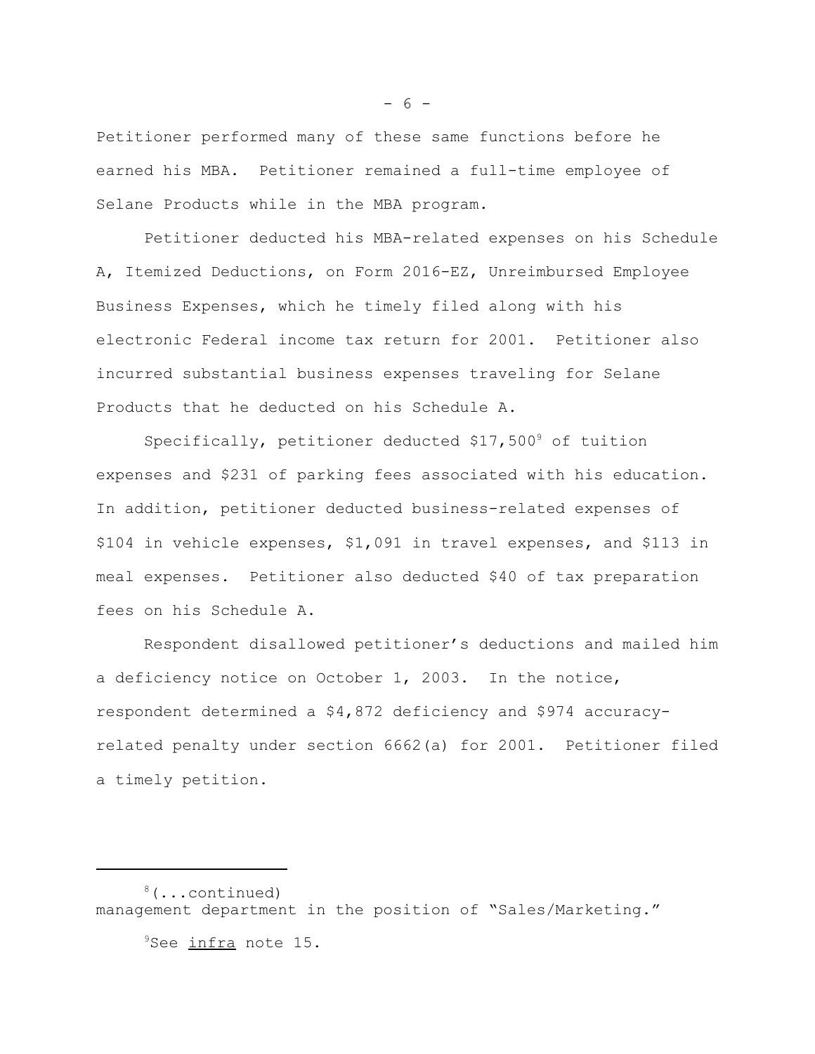Petitioner performed many of these same functions before he earned his MBA. Petitioner remained a full-time employee of Selane Products while in the MBA program.

Petitioner deducted his MBA-related expenses on his Schedule A, Itemized Deductions, on Form 2016-EZ, Unreimbursed Employee Business Expenses, which he timely filed along with his electronic Federal income tax return for 2001. Petitioner also incurred substantial business expenses traveling for Selane Products that he deducted on his Schedule A.

Specifically, petitioner deducted $17,500[9] of tuition expenses and $231 of parking fees associated with his education. In addition, petitioner deducted business-related expenses of $104 in vehicle expenses, $1,091 in travel expenses, and $113 in meal expenses. Petitioner also deducted $40 of tax preparation fees on his Schedule A.

Respondent disallowed petitioner's deductions and mailed him a deficiency notice on October 1, 2003. In the notice, respondent determined a $4,872 deficiency and $974 accuracy-related penalty under section 6662(a) for 2001. Petitioner filed a timely petition.

---

[8](...continued) management department in the position of "Sales/Marketing."

[9]See infra note 15.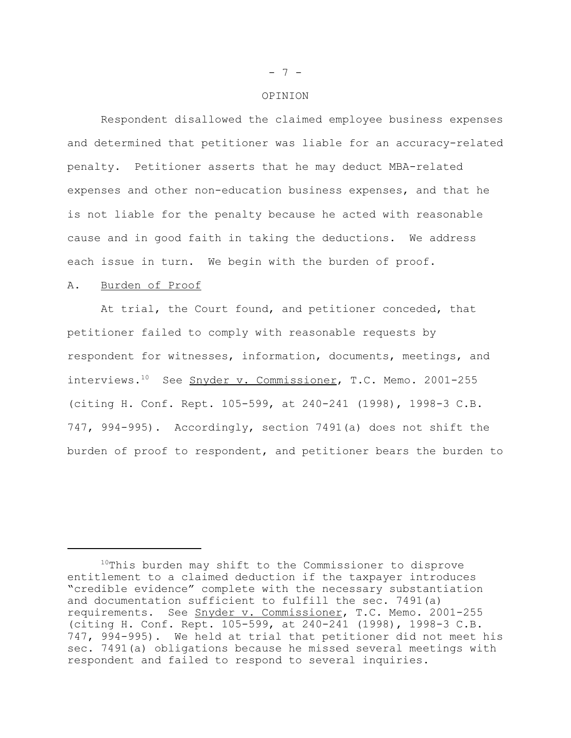OPINION

Respondent disallowed the claimed employee business expenses and determined that petitioner was liable for an accuracy-related penalty. Petitioner asserts that he may deduct MBA-related expenses and other non-education business expenses, and that he is not liable for the penalty because he acted with reasonable cause and in good faith in taking the deductions. We address each issue in turn. We begin with the burden of proof.

A. Burden of Proof

At trial, the Court found, and petitioner conceded, that petitioner failed to comply with reasonable requests by respondent for witnesses, information, documents, meetings, and interviews.[10] See Snyder v. Commissioner, T.C. Memo. 2001-255 (citing H. Conf. Rept. 105-599, at 240-241 (1998), 1998-3 C.B. 747, 994-995). Accordingly, section 7491(a) does not shift the burden of proof to respondent, and petitioner bears the burden to

---

[10]This burden may shift to the Commissioner to disprove entitlement to a claimed deduction if the taxpayer introduces "credible evidence" complete with the necessary substantiation and documentation sufficient to fulfill the sec. 7491(a) requirements. See Snyder v. Commissioner, T.C. Memo. 2001-255 (citing H. Conf. Rept. 105-599, at 240-241 (1998), 1998-3 C.B. 747, 994-995). We held at trial that petitioner did not meet his sec. 7491(a) obligations because he missed several meetings with respondent and failed to respond to several inquiries.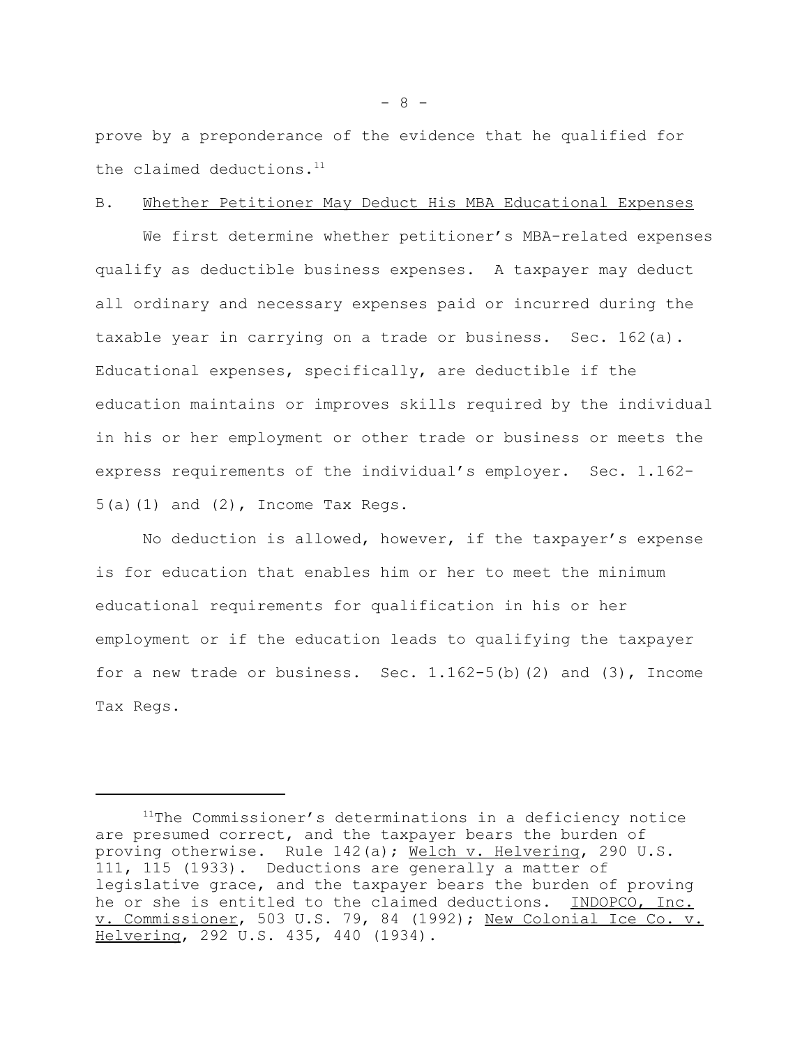prove by a preponderance of the evidence that he qualified for the claimed deductions.[11]

B. Whether Petitioner May Deduct His MBA Educational Expenses

We first determine whether petitioner's MBA-related expenses qualify as deductible business expenses. A taxpayer may deduct all ordinary and necessary expenses paid or incurred during the taxable year in carrying on a trade or business. Sec. 162(a). Educational expenses, specifically, are deductible if the education maintains or improves skills required by the individual in his or her employment or other trade or business or meets the express requirements of the individual's employer. Sec. 1.162-5(a)(1) and (2), Income Tax Regs.

No deduction is allowed, however, if the taxpayer's expense is for education that enables him or her to meet the minimum educational requirements for qualification in his or her employment or if the education leads to qualifying the taxpayer for a new trade or business. Sec. 1.162-5(b)(2) and (3), Income Tax Regs.

---

[11]The Commissioner's determinations in a deficiency notice are presumed correct, and the taxpayer bears the burden of proving otherwise. Rule 142(a); Welch v. Helvering, 290 U.S. 111, 115 (1933). Deductions are generally a matter of legislative grace, and the taxpayer bears the burden of proving he or she is entitled to the claimed deductions. INDOPCO, Inc. v. Commissioner, 503 U.S. 79, 84 (1992); New Colonial Ice Co. v. Helvering, 292 U.S. 435, 440 (1934).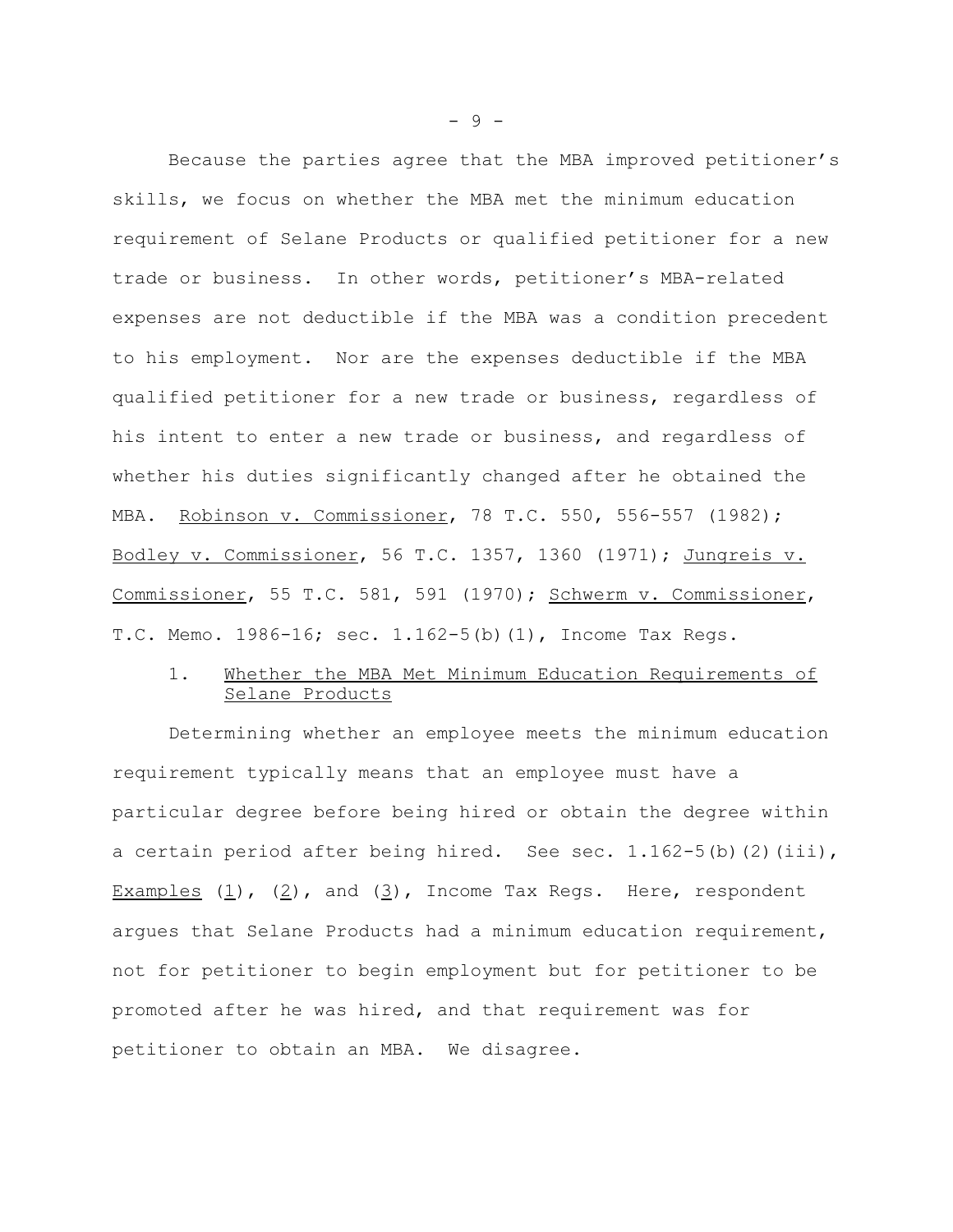Because the parties agree that the MBA improved petitioner's skills, we focus on whether the MBA met the minimum education requirement of Selane Products or qualified petitioner for a new trade or business. In other words, petitioner's MBA-related expenses are not deductible if the MBA was a condition precedent to his employment. Nor are the expenses deductible if the MBA qualified petitioner for a new trade or business, regardless of his intent to enter a new trade or business, and regardless of whether his duties significantly changed after he obtained the MBA. Robinson v. Commissioner, 78 T.C. 550, 556-557 (1982); Bodley v. Commissioner, 56 T.C. 1357, 1360 (1971); Jungreis v. Commissioner, 55 T.C. 581, 591 (1970); Schwerm v. Commissioner, T.C. Memo. 1986-16; sec. 1.162-5(b)(1), Income Tax Regs.

### 1. Whether the MBA Met Minimum Education Requirements of Selane Products

Determining whether an employee meets the minimum education requirement typically means that an employee must have a particular degree before being hired or obtain the degree within a certain period after being hired. See sec. 1.162-5(b)(2)(iii), Examples (1), (2), and (3), Income Tax Regs. Here, respondent argues that Selane Products had a minimum education requirement, not for petitioner to begin employment but for petitioner to be promoted after he was hired, and that requirement was for petitioner to obtain an MBA. We disagree.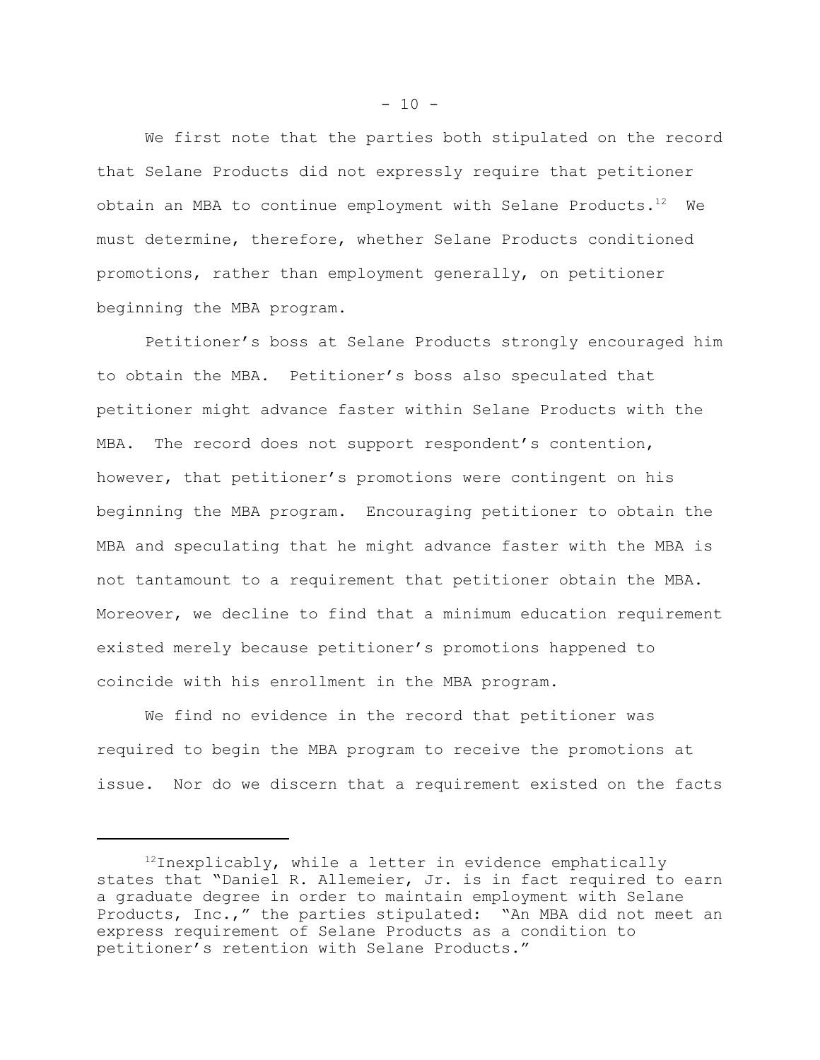We first note that the parties both stipulated on the record that Selane Products did not expressly require that petitioner obtain an MBA to continue employment with Selane Products.[12] We must determine, therefore, whether Selane Products conditioned promotions, rather than employment generally, on petitioner beginning the MBA program.

Petitioner's boss at Selane Products strongly encouraged him to obtain the MBA. Petitioner's boss also speculated that petitioner might advance faster within Selane Products with the MBA. The record does not support respondent's contention, however, that petitioner's promotions were contingent on his beginning the MBA program. Encouraging petitioner to obtain the MBA and speculating that he might advance faster with the MBA is not tantamount to a requirement that petitioner obtain the MBA. Moreover, we decline to find that a minimum education requirement existed merely because petitioner's promotions happened to coincide with his enrollment in the MBA program.

We find no evidence in the record that petitioner was required to begin the MBA program to receive the promotions at issue. Nor do we discern that a requirement existed on the facts

---

[12] Inexplicably, while a letter in evidence emphatically states that "Daniel R. Allemeier, Jr. is in fact required to earn a graduate degree in order to maintain employment with Selane Products, Inc.," the parties stipulated: "An MBA did not meet an express requirement of Selane Products as a condition to petitioner's retention with Selane Products."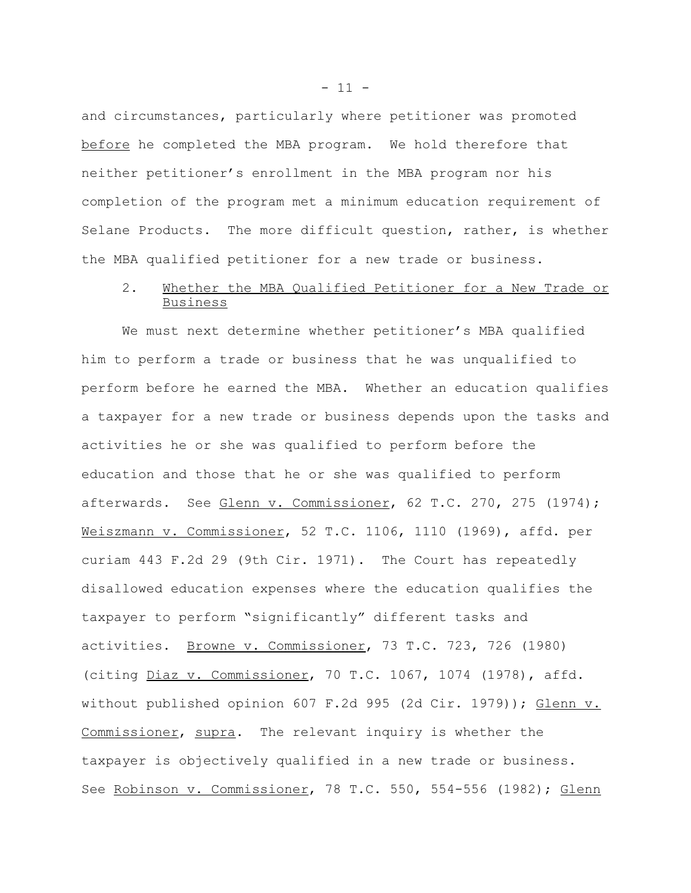and circumstances, particularly where petitioner was promoted <u>before</u> he completed the MBA program. We hold therefore that neither petitioner's enrollment in the MBA program nor his completion of the program met a minimum education requirement of Selane Products. The more difficult question, rather, is whether the MBA qualified petitioner for a new trade or business.

### 2. Whether the MBA Qualified Petitioner for a New Trade or Business

We must next determine whether petitioner's MBA qualified him to perform a trade or business that he was unqualified to perform before he earned the MBA. Whether an education qualifies a taxpayer for a new trade or business depends upon the tasks and activities he or she was qualified to perform before the education and those that he or she was qualified to perform afterwards. See <u>Glenn v. Commissioner</u>, 62 T.C. 270, 275 (1974); <u>Weiszmann v. Commissioner</u>, 52 T.C. 1106, 1110 (1969), affd. per curiam 443 F.2d 29 (9th Cir. 1971). The Court has repeatedly disallowed education expenses where the education qualifies the taxpayer to perform "significantly" different tasks and activities. <u>Browne v. Commissioner</u>, 73 T.C. 723, 726 (1980) (citing <u>Diaz v. Commissioner</u>, 70 T.C. 1067, 1074 (1978), affd. without published opinion 607 F.2d 995 (2d Cir. 1979)); <u>Glenn v. Commissioner</u>, <u>supra</u>. The relevant inquiry is whether the taxpayer is objectively qualified in a new trade or business. See <u>Robinson v. Commissioner</u>, 78 T.C. 550, 554-556 (1982); <u>Glenn</u>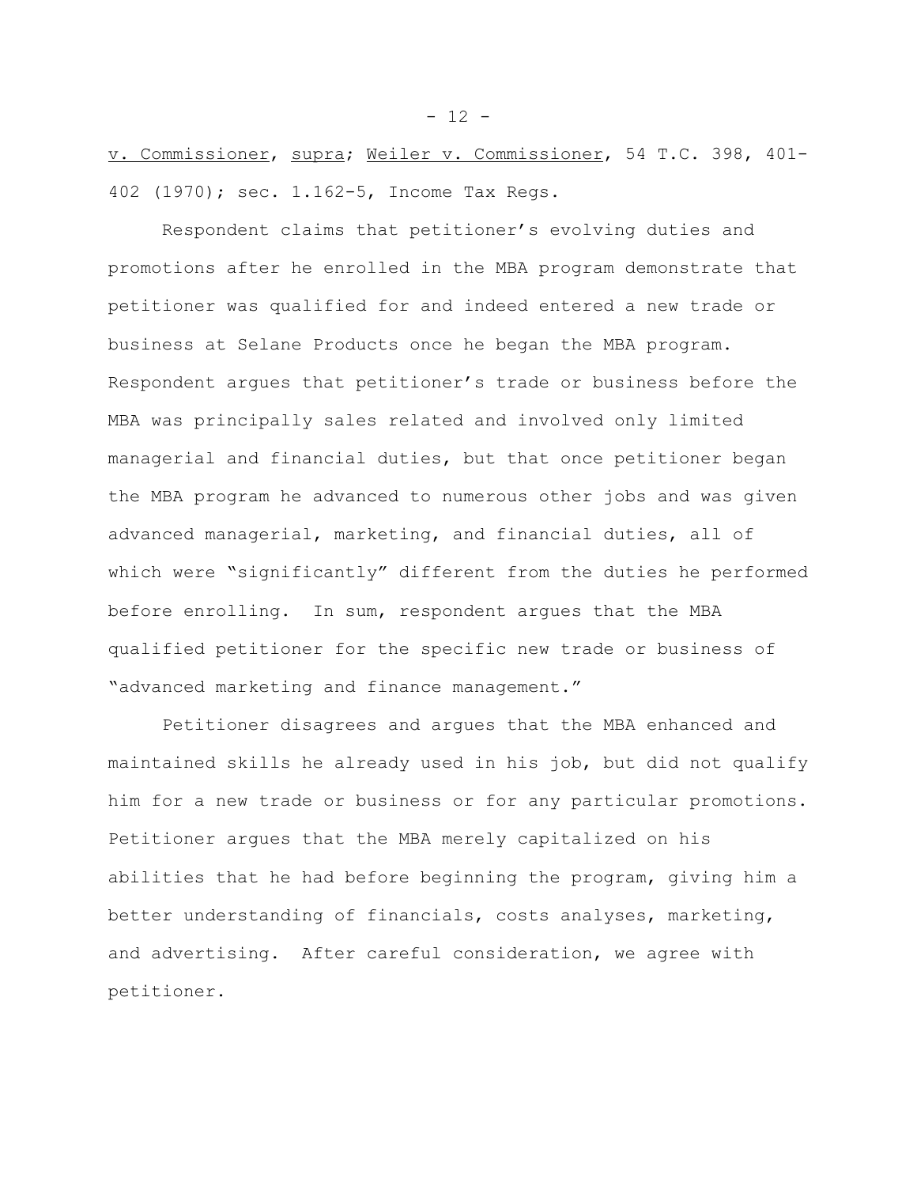v. Commissioner, supra; Weiler v. Commissioner, 54 T.C. 398, 401-402 (1970); sec. 1.162-5, Income Tax Regs.

Respondent claims that petitioner's evolving duties and promotions after he enrolled in the MBA program demonstrate that petitioner was qualified for and indeed entered a new trade or business at Selane Products once he began the MBA program. Respondent argues that petitioner's trade or business before the MBA was principally sales related and involved only limited managerial and financial duties, but that once petitioner began the MBA program he advanced to numerous other jobs and was given advanced managerial, marketing, and financial duties, all of which were "significantly" different from the duties he performed before enrolling. In sum, respondent argues that the MBA qualified petitioner for the specific new trade or business of "advanced marketing and finance management."

Petitioner disagrees and argues that the MBA enhanced and maintained skills he already used in his job, but did not qualify him for a new trade or business or for any particular promotions. Petitioner argues that the MBA merely capitalized on his abilities that he had before beginning the program, giving him a better understanding of financials, costs analyses, marketing, and advertising. After careful consideration, we agree with petitioner.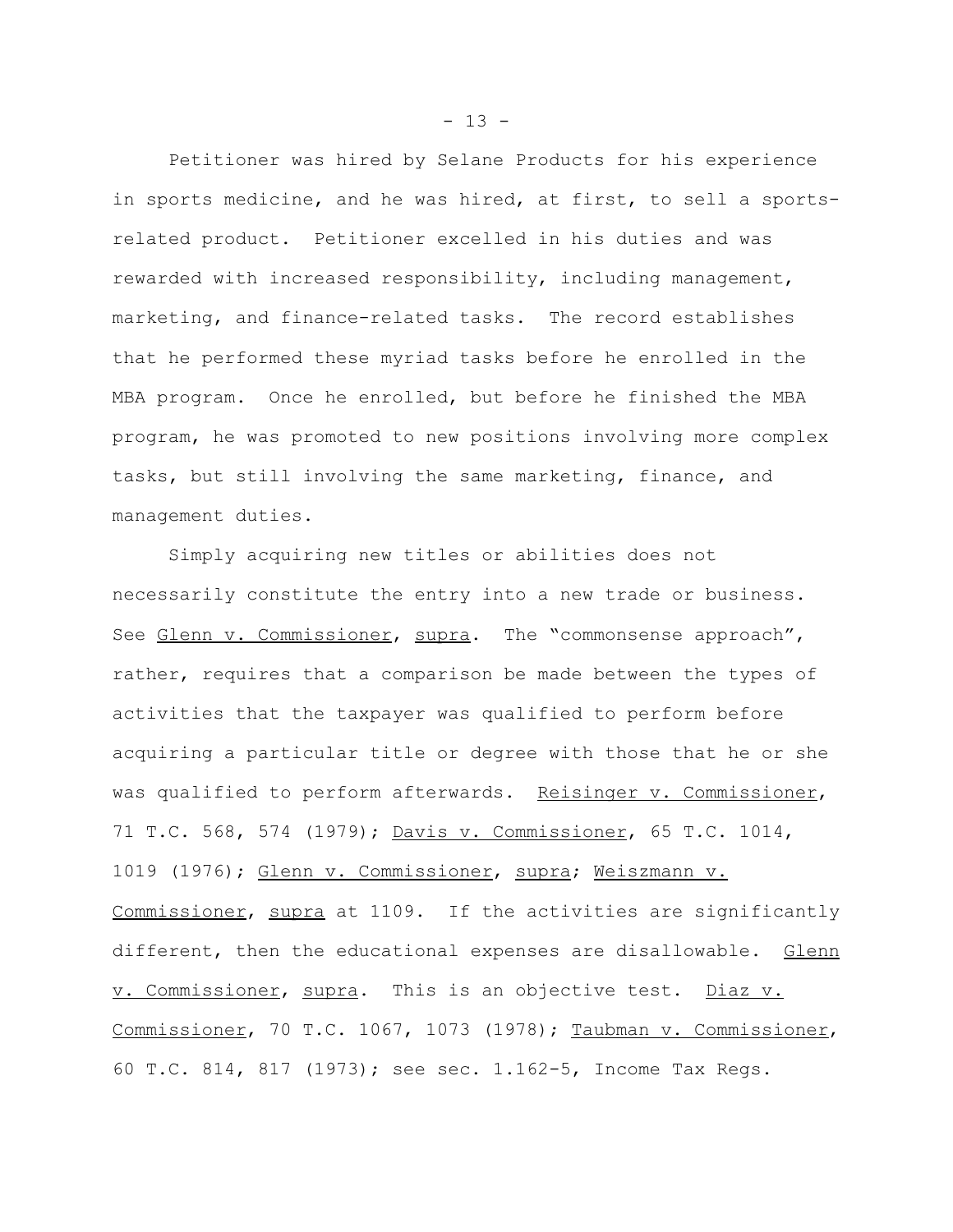Petitioner was hired by Selane Products for his experience in sports medicine, and he was hired, at first, to sell a sports-related product. Petitioner excelled in his duties and was rewarded with increased responsibility, including management, marketing, and finance-related tasks. The record establishes that he performed these myriad tasks before he enrolled in the MBA program. Once he enrolled, but before he finished the MBA program, he was promoted to new positions involving more complex tasks, but still involving the same marketing, finance, and management duties.

Simply acquiring new titles or abilities does not necessarily constitute the entry into a new trade or business. See Glenn v. Commissioner, supra. The "commonsense approach", rather, requires that a comparison be made between the types of activities that the taxpayer was qualified to perform before acquiring a particular title or degree with those that he or she was qualified to perform afterwards. Reisinger v. Commissioner, 71 T.C. 568, 574 (1979); Davis v. Commissioner, 65 T.C. 1014, 1019 (1976); Glenn v. Commissioner, supra; Weiszmann v. Commissioner, supra at 1109. If the activities are significantly different, then the educational expenses are disallowable. Glenn v. Commissioner, supra. This is an objective test. Diaz v. Commissioner, 70 T.C. 1067, 1073 (1978); Taubman v. Commissioner, 60 T.C. 814, 817 (1973); see sec. 1.162-5, Income Tax Regs.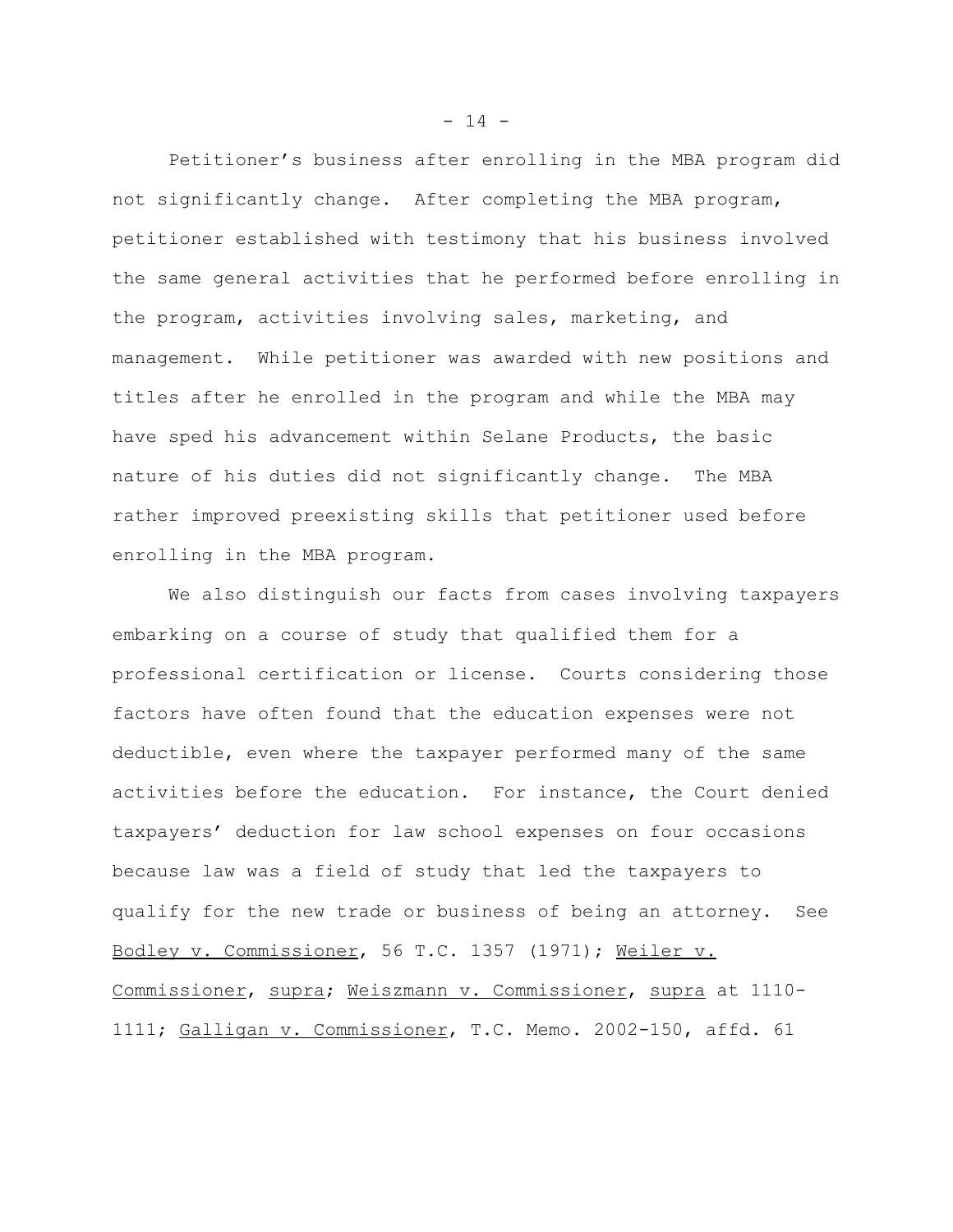Petitioner's business after enrolling in the MBA program did not significantly change. After completing the MBA program, petitioner established with testimony that his business involved the same general activities that he performed before enrolling in the program, activities involving sales, marketing, and management. While petitioner was awarded with new positions and titles after he enrolled in the program and while the MBA may have sped his advancement within Selane Products, the basic nature of his duties did not significantly change. The MBA rather improved preexisting skills that petitioner used before enrolling in the MBA program.

We also distinguish our facts from cases involving taxpayers embarking on a course of study that qualified them for a professional certification or license. Courts considering those factors have often found that the education expenses were not deductible, even where the taxpayer performed many of the same activities before the education. For instance, the Court denied taxpayers' deduction for law school expenses on four occasions because law was a field of study that led the taxpayers to qualify for the new trade or business of being an attorney. See Bodley v. Commissioner, 56 T.C. 1357 (1971); Weiler v. Commissioner, supra; Weiszmann v. Commissioner, supra at 1110-1111; Galligan v. Commissioner, T.C. Memo. 2002-150, affd. 61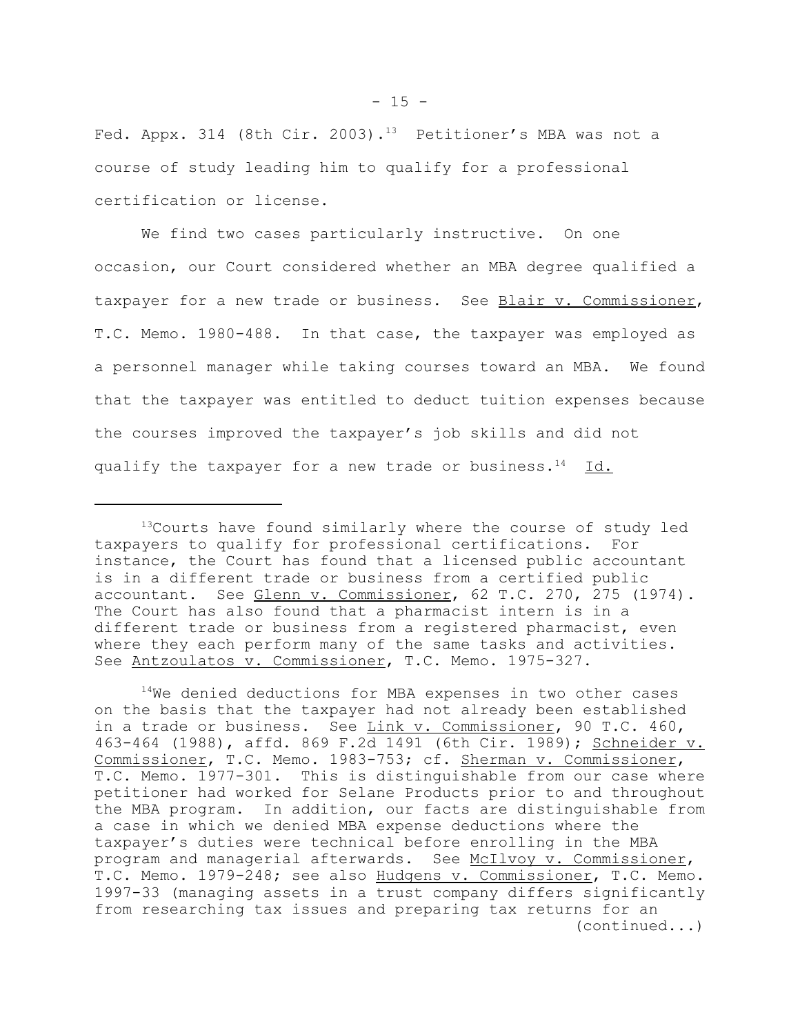Fed. Appx. 314 (8th Cir. 2003).[13] Petitioner's MBA was not a course of study leading him to qualify for a professional certification or license.

We find two cases particularly instructive. On one occasion, our Court considered whether an MBA degree qualified a taxpayer for a new trade or business. See Blair v. Commissioner, T.C. Memo. 1980-488. In that case, the taxpayer was employed as a personnel manager while taking courses toward an MBA. We found that the taxpayer was entitled to deduct tuition expenses because the courses improved the taxpayer's job skills and did not qualify the taxpayer for a new trade or business.[14] Id.

---

[13] Courts have found similarly where the course of study led taxpayers to qualify for professional certifications. For instance, the Court has found that a licensed public accountant is in a different trade or business from a certified public accountant. See Glenn v. Commissioner, 62 T.C. 270, 275 (1974). The Court has also found that a pharmacist intern is in a different trade or business from a registered pharmacist, even where they each perform many of the same tasks and activities. See Antzoulatos v. Commissioner, T.C. Memo. 1975-327.

[14] We denied deductions for MBA expenses in two other cases on the basis that the taxpayer had not already been established in a trade or business. See Link v. Commissioner, 90 T.C. 460, 463-464 (1988), affd. 869 F.2d 1491 (6th Cir. 1989); Schneider v. Commissioner, T.C. Memo. 1983-753; cf. Sherman v. Commissioner, T.C. Memo. 1977-301. This is distinguishable from our case where petitioner had worked for Selane Products prior to and throughout the MBA program. In addition, our facts are distinguishable from a case in which we denied MBA expense deductions where the taxpayer's duties were technical before enrolling in the MBA program and managerial afterwards. See McIlvoy v. Commissioner, T.C. Memo. 1979-248; see also Hudgens v. Commissioner, T.C. Memo. 1997-33 (managing assets in a trust company differs significantly from researching tax issues and preparing tax returns for an (continued...)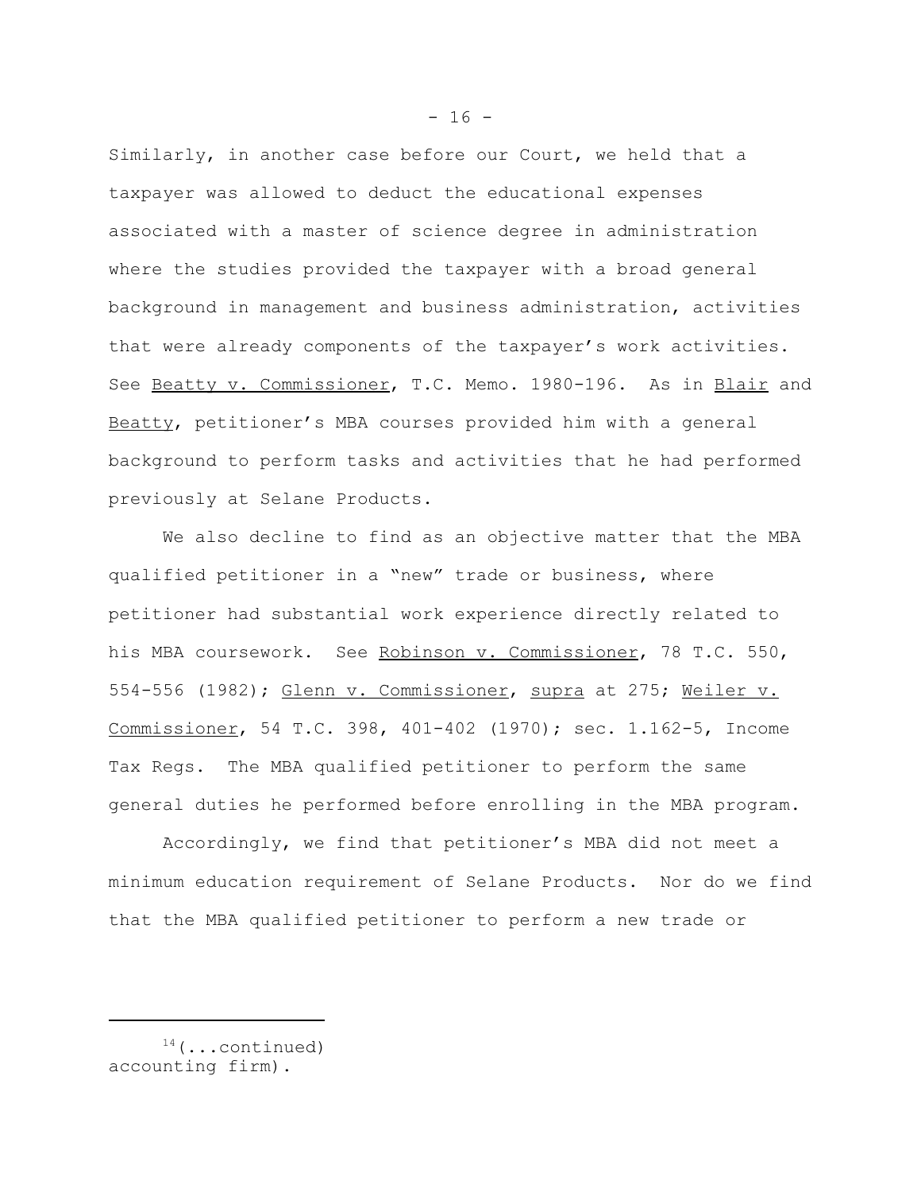Similarly, in another case before our Court, we held that a taxpayer was allowed to deduct the educational expenses associated with a master of science degree in administration where the studies provided the taxpayer with a broad general background in management and business administration, activities that were already components of the taxpayer's work activities. See Beatty v. Commissioner, T.C. Memo. 1980-196. As in Blair and Beatty, petitioner's MBA courses provided him with a general background to perform tasks and activities that he had performed previously at Selane Products.

We also decline to find as an objective matter that the MBA qualified petitioner in a "new" trade or business, where petitioner had substantial work experience directly related to his MBA coursework. See Robinson v. Commissioner, 78 T.C. 550, 554-556 (1982); Glenn v. Commissioner, supra at 275; Weiler v. Commissioner, 54 T.C. 398, 401-402 (1970); sec. 1.162-5, Income Tax Regs. The MBA qualified petitioner to perform the same general duties he performed before enrolling in the MBA program.

Accordingly, we find that petitioner's MBA did not meet a minimum education requirement of Selane Products. Nor do we find that the MBA qualified petitioner to perform a new trade or

---

[14](...continued) accounting firm).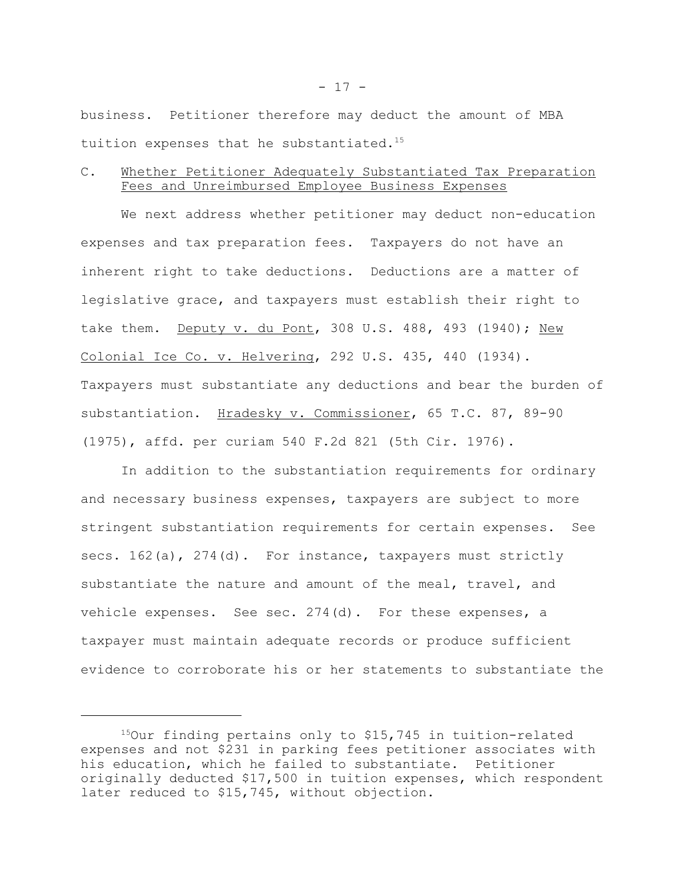business. Petitioner therefore may deduct the amount of MBA tuition expenses that he substantiated.[15]

C. Whether Petitioner Adequately Substantiated Tax Preparation Fees and Unreimbursed Employee Business Expenses

We next address whether petitioner may deduct non-education expenses and tax preparation fees. Taxpayers do not have an inherent right to take deductions. Deductions are a matter of legislative grace, and taxpayers must establish their right to take them. Deputy v. du Pont, 308 U.S. 488, 493 (1940); New Colonial Ice Co. v. Helvering, 292 U.S. 435, 440 (1934). Taxpayers must substantiate any deductions and bear the burden of substantiation. Hradesky v. Commissioner, 65 T.C. 87, 89-90 (1975), affd. per curiam 540 F.2d 821 (5th Cir. 1976).

In addition to the substantiation requirements for ordinary and necessary business expenses, taxpayers are subject to more stringent substantiation requirements for certain expenses. See secs. 162(a), 274(d). For instance, taxpayers must strictly substantiate the nature and amount of the meal, travel, and vehicle expenses. See sec. 274(d). For these expenses, a taxpayer must maintain adequate records or produce sufficient evidence to corroborate his or her statements to substantiate the

---

[15]Our finding pertains only to $15,745 in tuition-related expenses and not $231 in parking fees petitioner associates with his education, which he failed to substantiate. Petitioner originally deducted $17,500 in tuition expenses, which respondent later reduced to $15,745, without objection.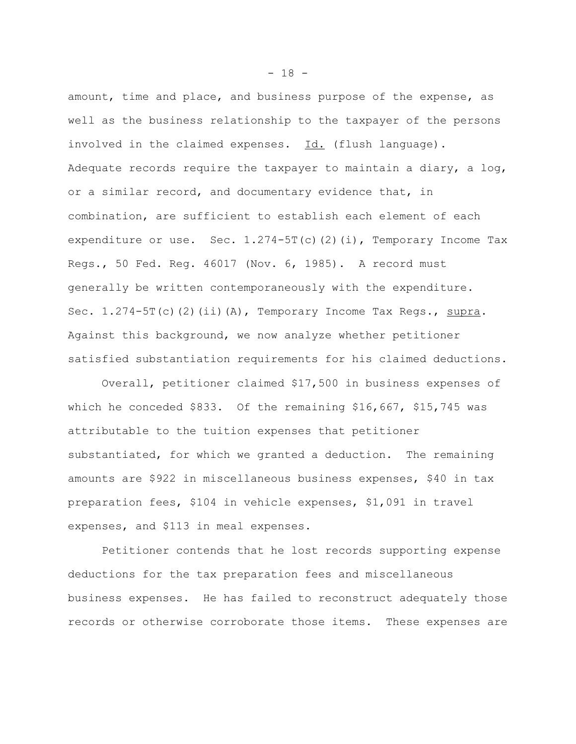amount, time and place, and business purpose of the expense, as well as the business relationship to the taxpayer of the persons involved in the claimed expenses. Id. (flush language). Adequate records require the taxpayer to maintain a diary, a log, or a similar record, and documentary evidence that, in combination, are sufficient to establish each element of each expenditure or use. Sec. 1.274-5T(c)(2)(i), Temporary Income Tax Regs., 50 Fed. Reg. 46017 (Nov. 6, 1985). A record must generally be written contemporaneously with the expenditure. Sec. 1.274-5T(c)(2)(ii)(A), Temporary Income Tax Regs., supra. Against this background, we now analyze whether petitioner satisfied substantiation requirements for his claimed deductions.

Overall, petitioner claimed $17,500 in business expenses of which he conceded $833. Of the remaining $16,667, $15,745 was attributable to the tuition expenses that petitioner substantiated, for which we granted a deduction. The remaining amounts are $922 in miscellaneous business expenses, $40 in tax preparation fees, $104 in vehicle expenses, $1,091 in travel expenses, and $113 in meal expenses.

Petitioner contends that he lost records supporting expense deductions for the tax preparation fees and miscellaneous business expenses. He has failed to reconstruct adequately those records or otherwise corroborate those items. These expenses are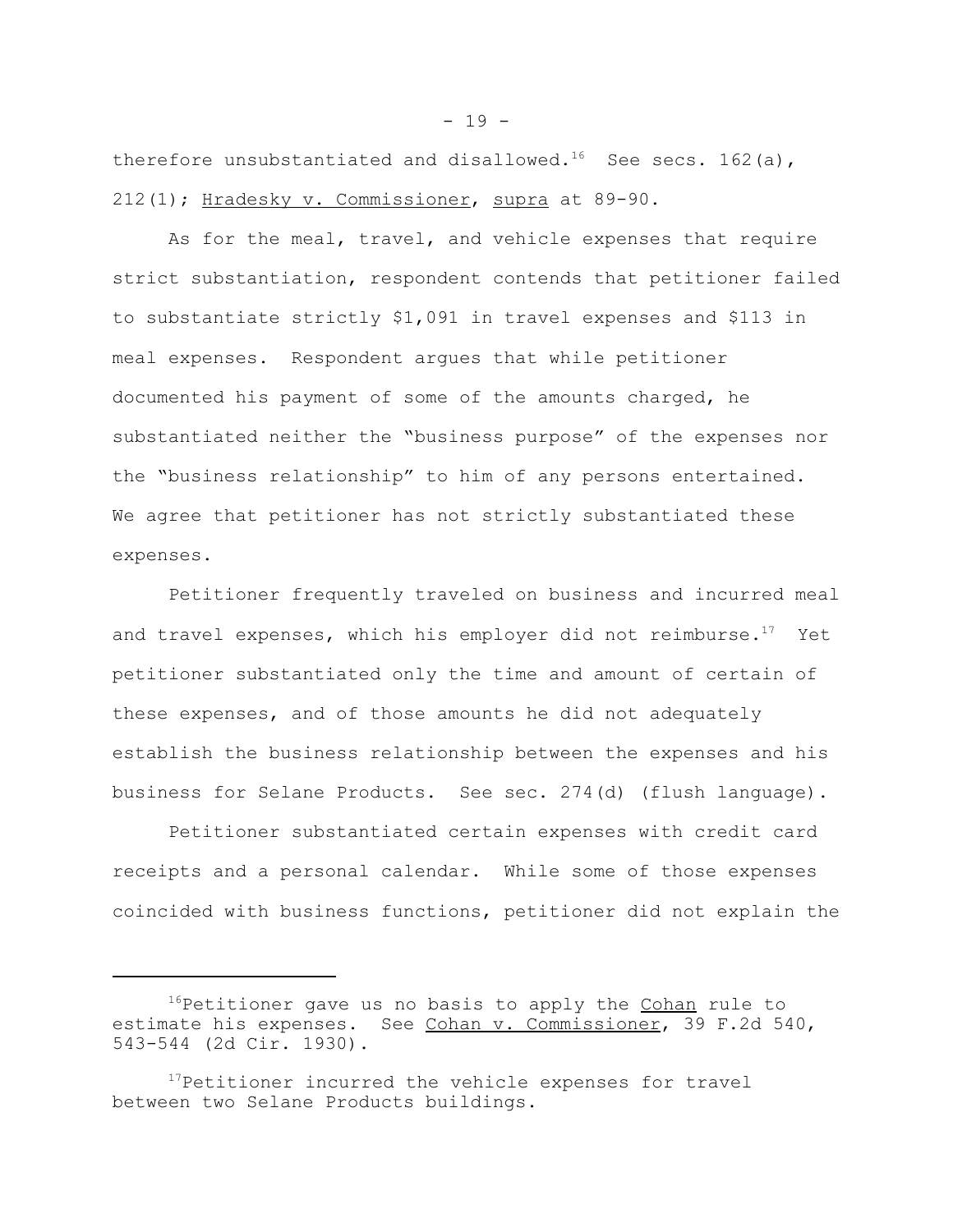therefore unsubstantiated and disallowed.[16] See secs. 162(a), 212(1); Hradesky v. Commissioner, supra at 89-90.

As for the meal, travel, and vehicle expenses that require strict substantiation, respondent contends that petitioner failed to substantiate strictly $1,091 in travel expenses and $113 in meal expenses. Respondent argues that while petitioner documented his payment of some of the amounts charged, he substantiated neither the "business purpose" of the expenses nor the "business relationship" to him of any persons entertained. We agree that petitioner has not strictly substantiated these expenses.

Petitioner frequently traveled on business and incurred meal and travel expenses, which his employer did not reimburse.[17] Yet petitioner substantiated only the time and amount of certain of these expenses, and of those amounts he did not adequately establish the business relationship between the expenses and his business for Selane Products. See sec. 274(d) (flush language).

Petitioner substantiated certain expenses with credit card receipts and a personal calendar. While some of those expenses coincided with business functions, petitioner did not explain the

---

[16]Petitioner gave us no basis to apply the Cohan rule to estimate his expenses. See Cohan v. Commissioner, 39 F.2d 540, 543-544 (2d Cir. 1930).

[17]Petitioner incurred the vehicle expenses for travel between two Selane Products buildings.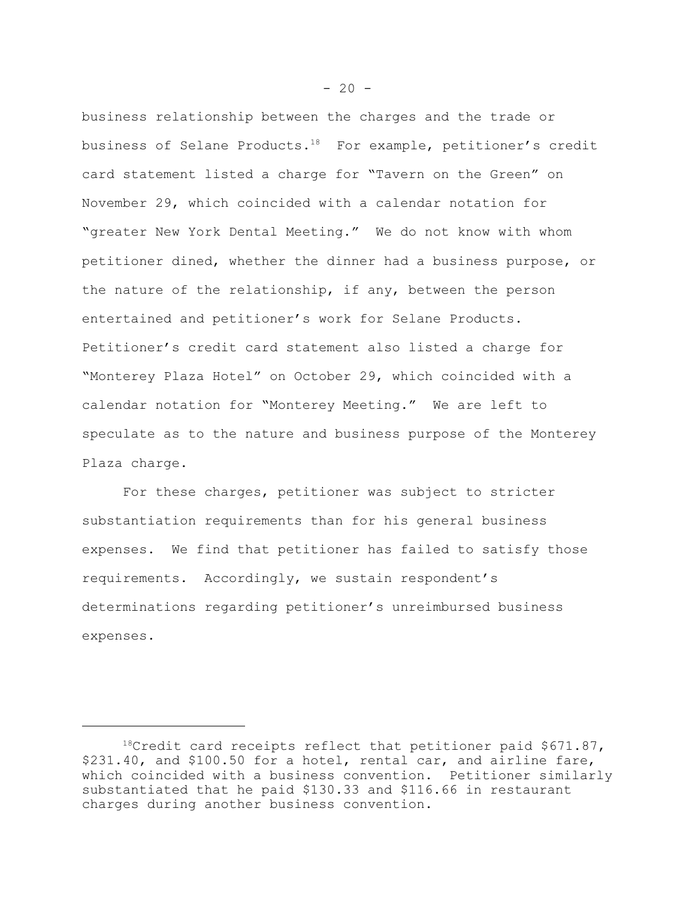business relationship between the charges and the trade or business of Selane Products.[18] For example, petitioner's credit card statement listed a charge for "Tavern on the Green" on November 29, which coincided with a calendar notation for "greater New York Dental Meeting." We do not know with whom petitioner dined, whether the dinner had a business purpose, or the nature of the relationship, if any, between the person entertained and petitioner's work for Selane Products. Petitioner's credit card statement also listed a charge for "Monterey Plaza Hotel" on October 29, which coincided with a calendar notation for "Monterey Meeting." We are left to speculate as to the nature and business purpose of the Monterey Plaza charge.

For these charges, petitioner was subject to stricter substantiation requirements than for his general business expenses. We find that petitioner has failed to satisfy those requirements. Accordingly, we sustain respondent's determinations regarding petitioner's unreimbursed business expenses.

---

[18]Credit card receipts reflect that petitioner paid $671.87, $231.40, and $100.50 for a hotel, rental car, and airline fare, which coincided with a business convention. Petitioner similarly substantiated that he paid $130.33 and $116.66 in restaurant charges during another business convention.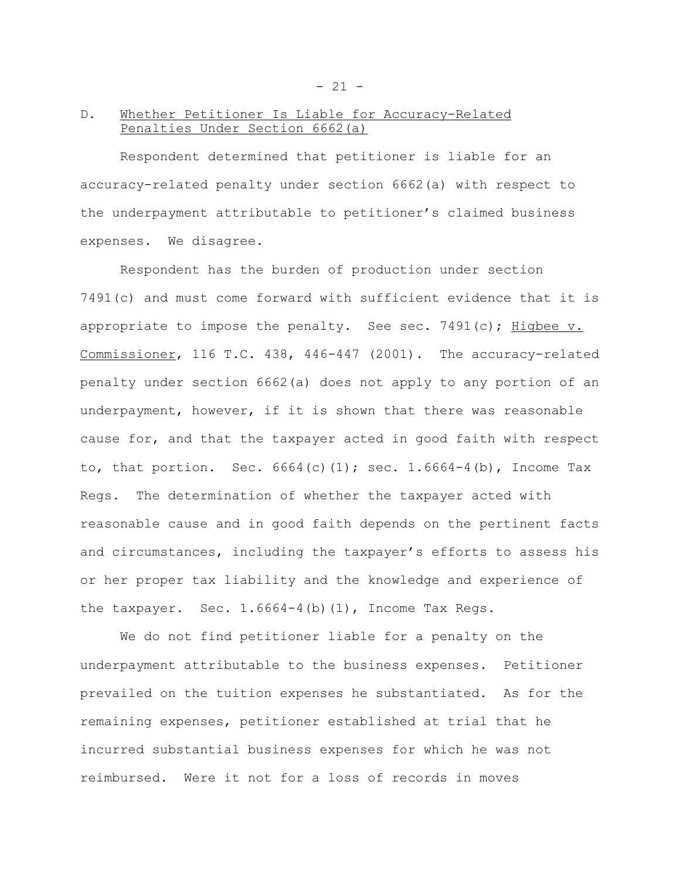## D. Whether Petitioner Is Liable for Accuracy-Related Penalties Under Section 6662(a)

Respondent determined that petitioner is liable for an accuracy-related penalty under section 6662(a) with respect to the underpayment attributable to petitioner's claimed business expenses. We disagree.

Respondent has the burden of production under section 7491(c) and must come forward with sufficient evidence that it is appropriate to impose the penalty. See sec. 7491(c); Higbee v. Commissioner, 116 T.C. 438, 446-447 (2001). The accuracy-related penalty under section 6662(a) does not apply to any portion of an underpayment, however, if it is shown that there was reasonable cause for, and that the taxpayer acted in good faith with respect to, that portion. Sec. 6664(c)(1); sec. 1.6664-4(b), Income Tax Regs. The determination of whether the taxpayer acted with reasonable cause and in good faith depends on the pertinent facts and circumstances, including the taxpayer's efforts to assess his or her proper tax liability and the knowledge and experience of the taxpayer. Sec. 1.6664-4(b)(1), Income Tax Regs.

We do not find petitioner liable for a penalty on the underpayment attributable to the business expenses. Petitioner prevailed on the tuition expenses he substantiated. As for the remaining expenses, petitioner established at trial that he incurred substantial business expenses for which he was not reimbursed. Were it not for a loss of records in moves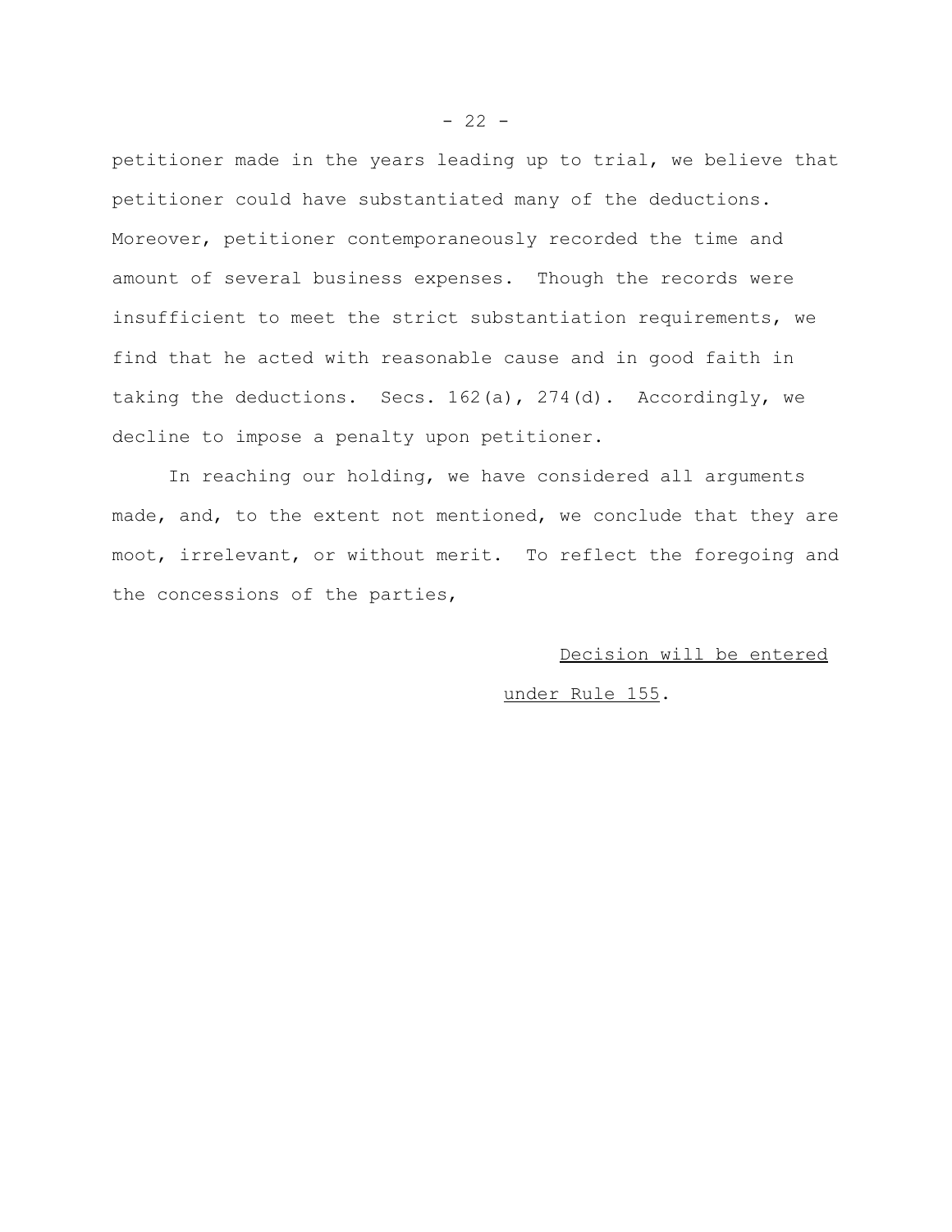petitioner made in the years leading up to trial, we believe that petitioner could have substantiated many of the deductions. Moreover, petitioner contemporaneously recorded the time and amount of several business expenses. Though the records were insufficient to meet the strict substantiation requirements, we find that he acted with reasonable cause and in good faith in taking the deductions. Secs. 162(a), 274(d). Accordingly, we decline to impose a penalty upon petitioner.

In reaching our holding, we have considered all arguments made, and, to the extent not mentioned, we conclude that they are moot, irrelevant, or without merit. To reflect the foregoing and the concessions of the parties,

Decision will be entered under Rule 155.